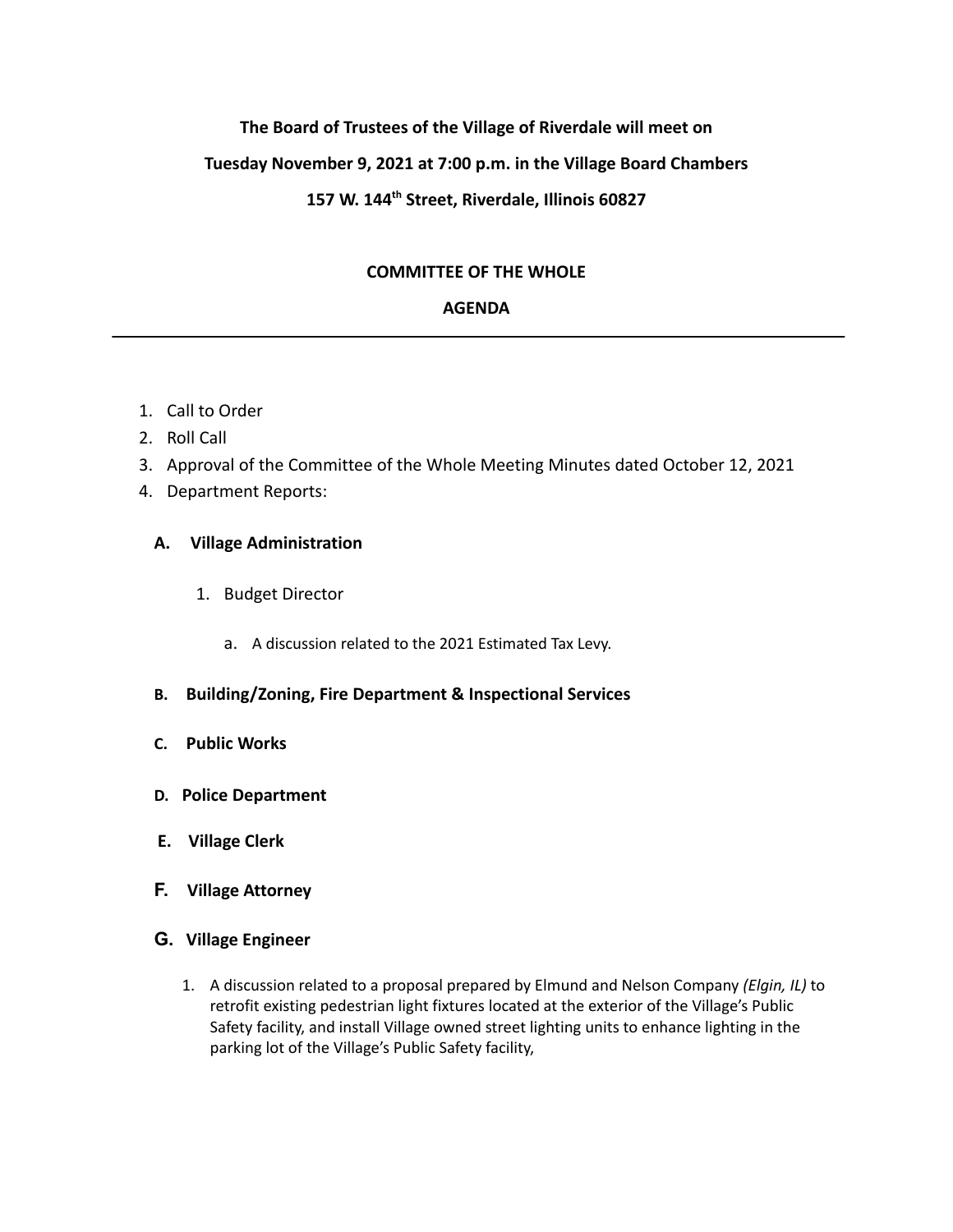**The Board of Trustees of the Village of Riverdale will meet on**

**Tuesday November 9, 2021 at 7:00 p.m. in the Village Board Chambers**

**157 W. 144th Street, Riverdale, Illinois 60827**

**COMMITTEE OF THE WHOLE**

**AGENDA**

---

1. Call to Order
2. Roll Call
3. Approval of the Committee of the Whole Meeting Minutes dated October 12, 2021
4. Department Reports:

   **A. Village Administration**

   1. Budget Director

      a. A discussion related to the 2021 Estimated Tax Levy.

   **B. Building/Zoning, Fire Department & Inspectional Services**

   **C. Public Works**

   **D. Police Department**

   **E. Village Clerk**

   **F. Village Attorney**

   **G. Village Engineer**

   1. A discussion related to a proposal prepared by Elmund and Nelson Company *(Elgin, IL)* to retrofit existing pedestrian light fixtures located at the exterior of the Village's Public Safety facility, and install Village owned street lighting units to enhance lighting in the parking lot of the Village's Public Safety facility,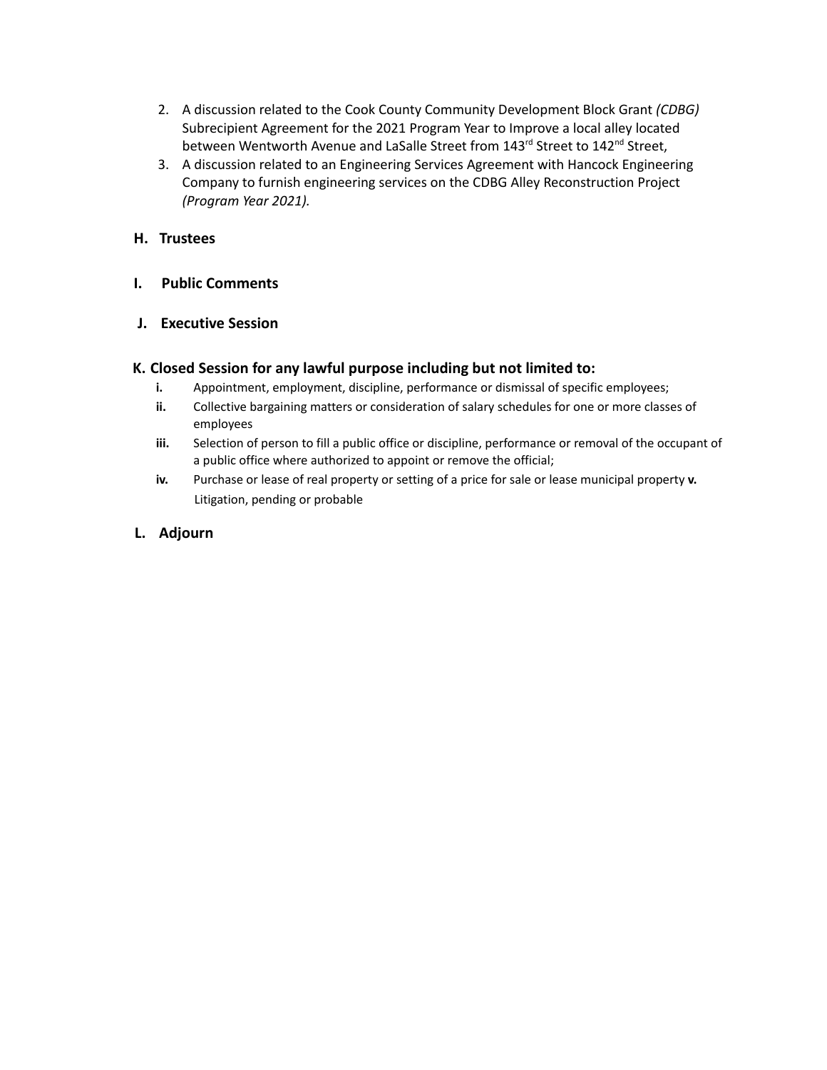2. A discussion related to the Cook County Community Development Block Grant *(CDBG)* Subrecipient Agreement for the 2021 Program Year to Improve a local alley located between Wentworth Avenue and LaSalle Street from 143rd Street to 142nd Street,
3. A discussion related to an Engineering Services Agreement with Hancock Engineering Company to furnish engineering services on the CDBG Alley Reconstruction Project *(Program Year 2021).*

**H. Trustees**

**I. Public Comments**

**J. Executive Session**

**K. Closed Session for any lawful purpose including but not limited to:**

- **i.** Appointment, employment, discipline, performance or dismissal of specific employees;
- **ii.** Collective bargaining matters or consideration of salary schedules for one or more classes of employees
- **iii.** Selection of person to fill a public office or discipline, performance or removal of the occupant of a public office where authorized to appoint or remove the official;
- **iv.** Purchase or lease of real property or setting of a price for sale or lease municipal property
- **v.** Litigation, pending or probable

**L. Adjourn**